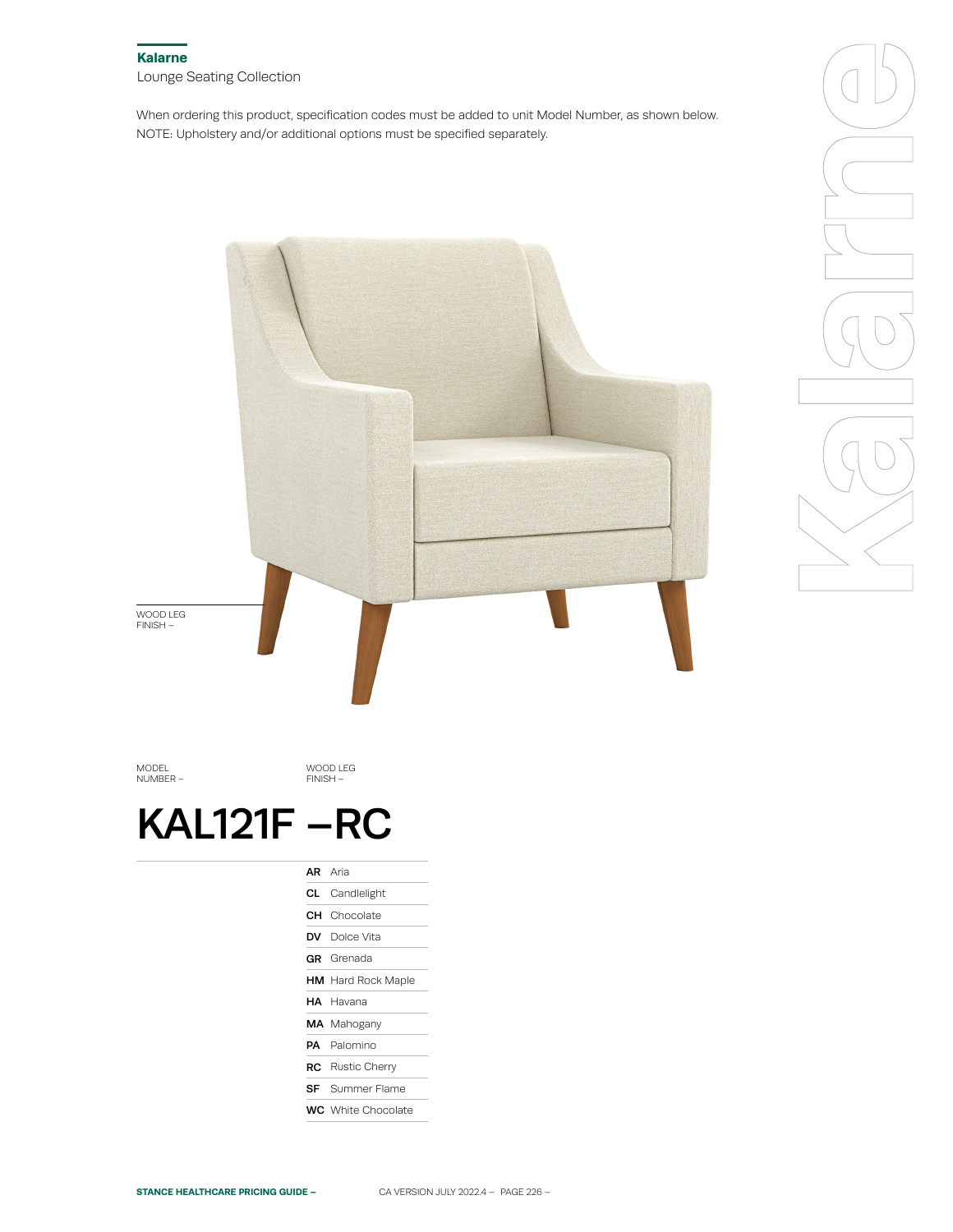**Kalarne**

Lounge Seating Collection

When ordering this product, specification codes must be added to unit Model Number, as shown below.
NOTE: Upholstery and/or additional options must be specified separately.

WOOD LEG FINISH –

MODEL NUMBER – WOOD LEG FINISH –

# KAL121F –RC

| Code | Wood Leg Finish |
|---|---|
| **AR** | Aria |
| **CL** | Candlelight |
| **CH** | Chocolate |
| **DV** | Dolce Vita |
| **GR** | Grenada |
| **HM** | Hard Rock Maple |
| **HA** | Havana |
| **MA** | Mahogany |
| **PA** | Palomino |
| **RC** | Rustic Cherry |
| **SF** | Summer Flame |
| **WC** | White Chocolate |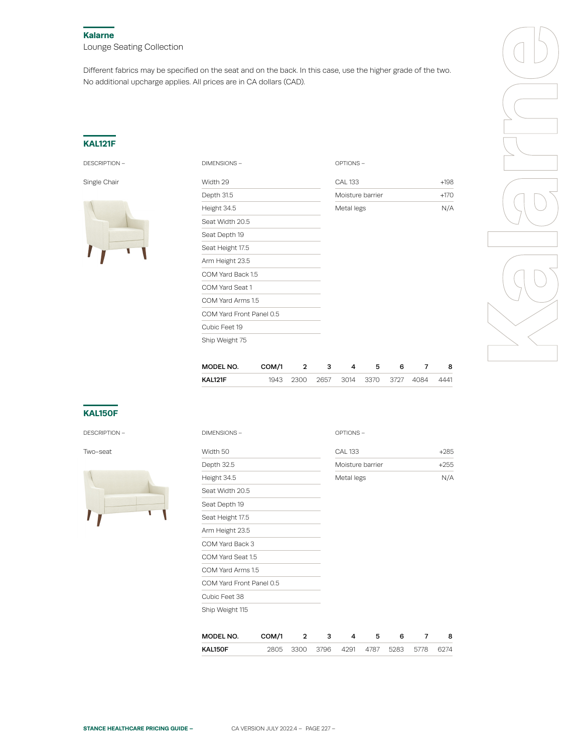## Kalarne

Lounge Seating Collection

Different fabrics may be specified on the seat and on the back. In this case, use the higher grade of the two. No additional upcharge applies. All prices are in CA dollars (CAD).

### KAL121F

DESCRIPTION –

Single Chair

DIMENSIONS –

- Width 29
- Depth 31.5
- Height 34.5
- Seat Width 20.5
- Seat Depth 19
- Seat Height 17.5
- Arm Height 23.5
- COM Yard Back 1.5
- COM Yard Seat 1
- COM Yard Arms 1.5
- COM Yard Front Panel 0.5
- Cubic Feet 19
- Ship Weight 75

OPTIONS –

| Option | Price |
|---|---|
| CAL 133 | +198 |
| Moisture barrier | +170 |
| Metal legs | N/A |

| MODEL NO. | COM/1 | 2 | 3 | 4 | 5 | 6 | 7 | 8 |
|---|---|---|---|---|---|---|---|---|
| KAL121F | 1943 | 2300 | 2657 | 3014 | 3370 | 3727 | 4084 | 4441 |

### KAL150F

DESCRIPTION –

Two-seat

DIMENSIONS –

- Width 50
- Depth 32.5
- Height 34.5
- Seat Width 20.5
- Seat Depth 19
- Seat Height 17.5
- Arm Height 23.5
- COM Yard Back 3
- COM Yard Seat 1.5
- COM Yard Arms 1.5
- COM Yard Front Panel 0.5
- Cubic Feet 38
- Ship Weight 115

OPTIONS –

| Option | Price |
|---|---|
| CAL 133 | +285 |
| Moisture barrier | +255 |
| Metal legs | N/A |

| MODEL NO. | COM/1 | 2 | 3 | 4 | 5 | 6 | 7 | 8 |
|---|---|---|---|---|---|---|---|---|
| KAL150F | 2805 | 3300 | 3796 | 4291 | 4787 | 5283 | 5778 | 6274 |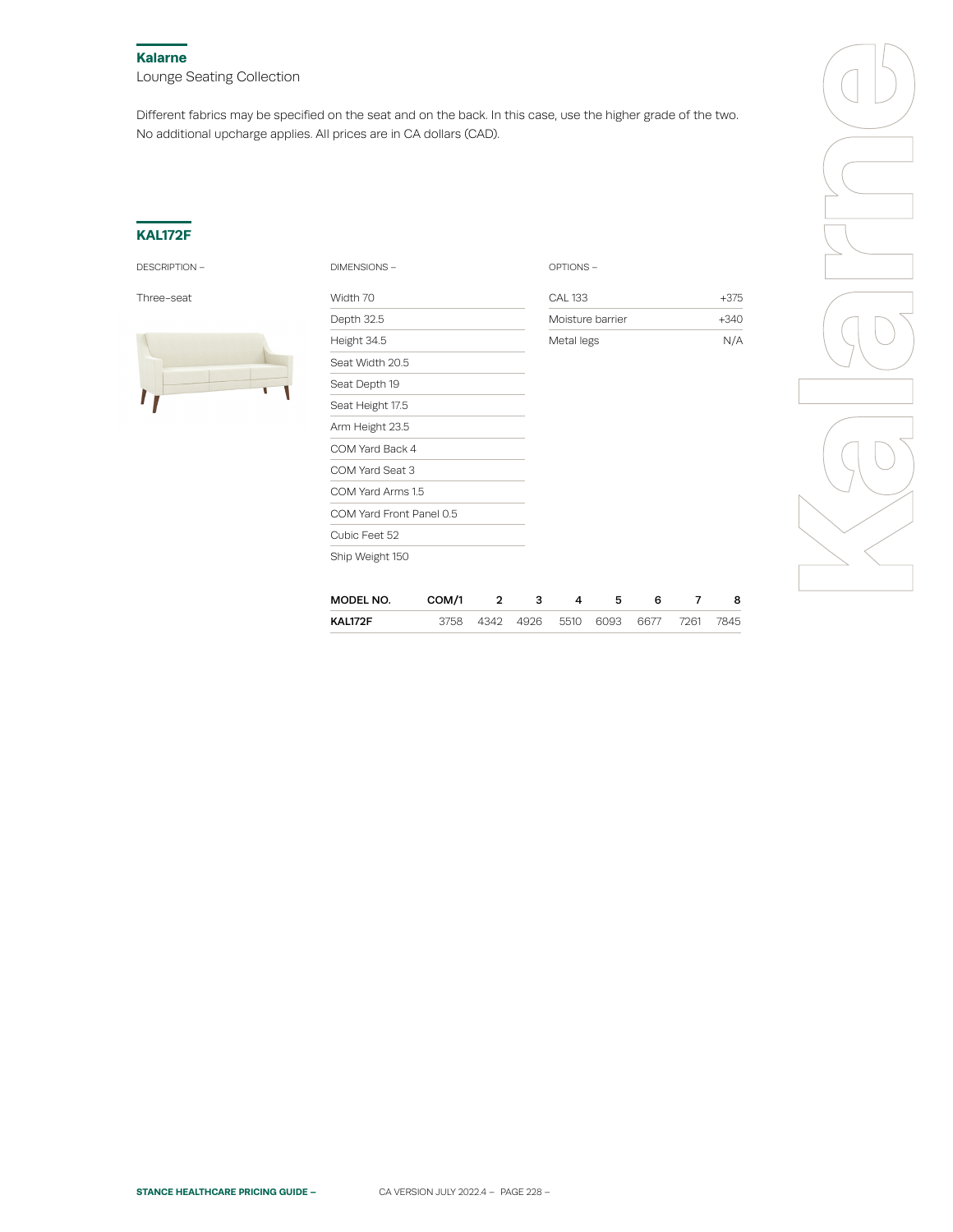## Kalarne

Lounge Seating Collection

Different fabrics may be specified on the seat and on the back. In this case, use the higher grade of the two. No additional upcharge applies. All prices are in CA dollars (CAD).

### KAL172F

DESCRIPTION –

Three-seat

DIMENSIONS –

| | |
|---|---|
| Width | 70 |
| Depth | 32.5 |
| Height | 34.5 |
| Seat Width | 20.5 |
| Seat Depth | 19 |
| Seat Height | 17.5 |
| Arm Height | 23.5 |
| COM Yard Back | 4 |
| COM Yard Seat | 3 |
| COM Yard Arms | 1.5 |
| COM Yard Front Panel | 0.5 |
| Cubic Feet | 52 |
| Ship Weight | 150 |

OPTIONS –

| | |
|---|---|
| CAL 133 | +375 |
| Moisture barrier | +340 |
| Metal legs | N/A |

| MODEL NO. | COM/1 | 2 | 3 | 4 | 5 | 6 | 7 | 8 |
|---|---|---|---|---|---|---|---|---|
| KAL172F | 3758 | 4342 | 4926 | 5510 | 6093 | 6677 | 7261 | 7845 |